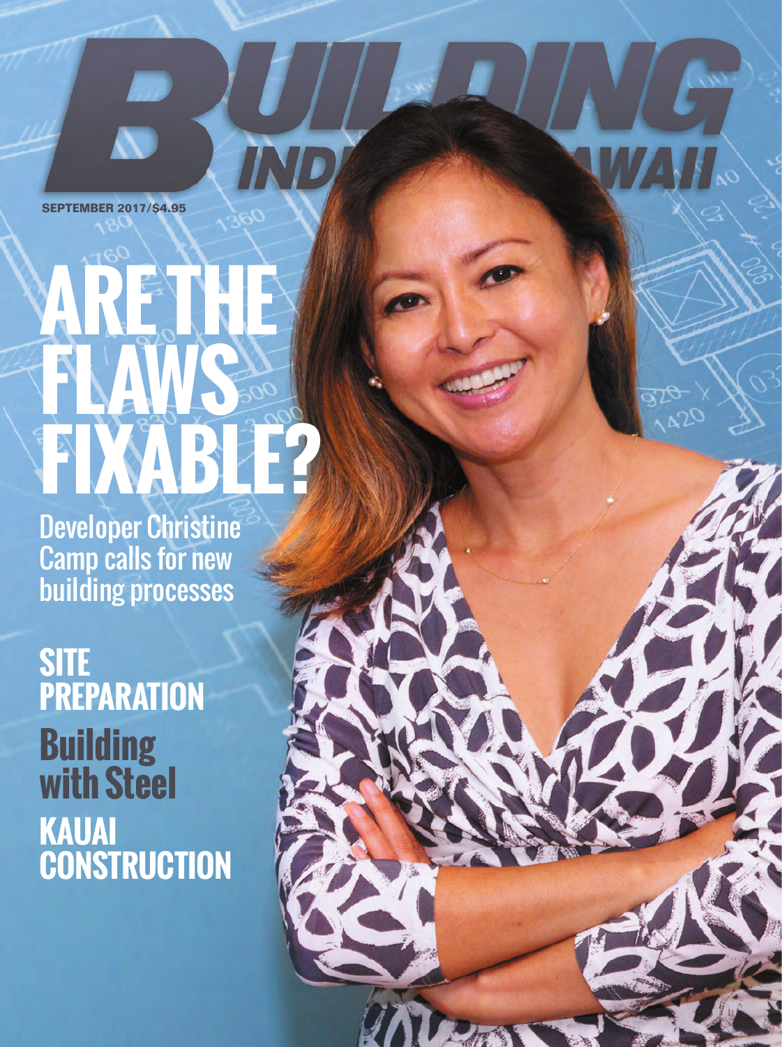# BUILDING INDUSTRY HAWAII

SEPTEMBER 2017/$4.95

# ARE THE FLAWS FIXABLE?

Developer Christine Camp calls for new building processes

## SITE PREPARATION

## Building with Steel

## KAUAI CONSTRUCTION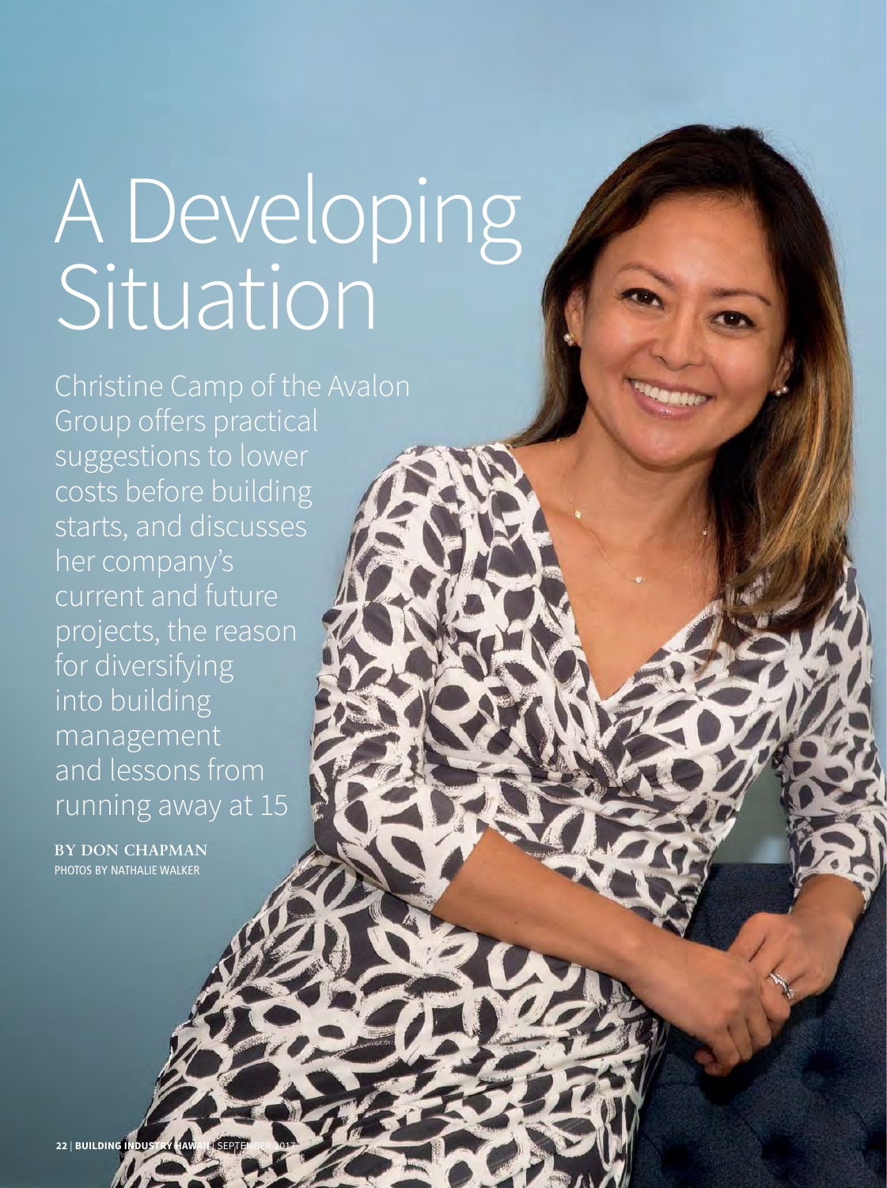# A Developing Situation

Christine Camp of the Avalon Group offers practical suggestions to lower costs before building starts, and discusses her company's current and future projects, the reason for diversifying into building management and lessons from running away at 15

**BY DON CHAPMAN**
PHOTOS BY NATHALIE WALKER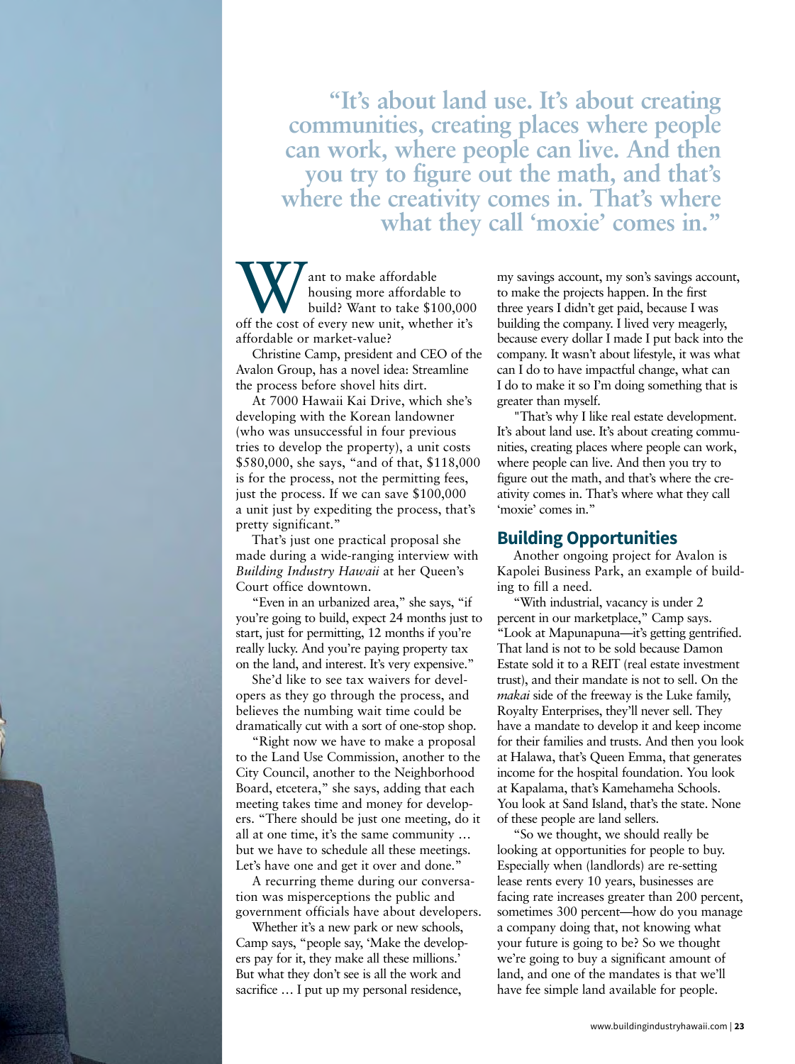**"It's about land use. It's about creating communities, creating places where people can work, where people can live. And then you try to figure out the math, and that's where the creativity comes in. That's where what they call 'moxie' comes in."**

Want to make affordable housing more affordable to build? Want to take $100,000 off the cost of every new unit, whether it's affordable or market-value?

Christine Camp, president and CEO of the Avalon Group, has a novel idea: Streamline the process before shovel hits dirt.

At 7000 Hawaii Kai Drive, which she's developing with the Korean landowner (who was unsuccessful in four previous tries to develop the property), a unit costs $580,000, she says, "and of that, $118,000 is for the process, not the permitting fees, just the process. If we can save $100,000 a unit just by expediting the process, that's pretty significant."

That's just one practical proposal she made during a wide-ranging interview with *Building Industry Hawaii* at her Queen's Court office downtown.

"Even in an urbanized area," she says, "if you're going to build, expect 24 months just to start, just for permitting, 12 months if you're really lucky. And you're paying property tax on the land, and interest. It's very expensive."

She'd like to see tax waivers for developers as they go through the process, and believes the numbing wait time could be dramatically cut with a sort of one-stop shop.

"Right now we have to make a proposal to the Land Use Commission, another to the City Council, another to the Neighborhood Board, etcetera," she says, adding that each meeting takes time and money for developers. "There should be just one meeting, do it all at one time, it's the same community … but we have to schedule all these meetings. Let's have one and get it over and done."

A recurring theme during our conversation was misperceptions the public and government officials have about developers.

Whether it's a new park or new schools, Camp says, "people say, 'Make the developers pay for it, they make all these millions.' But what they don't see is all the work and sacrifice … I put up my personal residence, my savings account, my son's savings account, to make the projects happen. In the first three years I didn't get paid, because I was building the company. I lived very meagerly, because every dollar I made I put back into the company. It wasn't about lifestyle, it was what can I do to have impactful change, what can I do to make it so I'm doing something that is greater than myself.

"That's why I like real estate development. It's about land use. It's about creating communities, creating places where people can work, where people can live. And then you try to figure out the math, and that's where the creativity comes in. That's where what they call 'moxie' comes in."

## Building Opportunities

Another ongoing project for Avalon is Kapolei Business Park, an example of building to fill a need.

"With industrial, vacancy is under 2 percent in our marketplace," Camp says. "Look at Mapunapuna—it's getting gentrified. That land is not to be sold because Damon Estate sold it to a REIT (real estate investment trust), and their mandate is not to sell. On the *makai* side of the freeway is the Luke family, Royalty Enterprises, they'll never sell. They have a mandate to develop it and keep income for their families and trusts. And then you look at Halawa, that's Queen Emma, that generates income for the hospital foundation. You look at Kapalama, that's Kamehameha Schools. You look at Sand Island, that's the state. None of these people are land sellers.

"So we thought, we should really be looking at opportunities for people to buy. Especially when (landlords) are re-setting lease rents every 10 years, businesses are facing rate increases greater than 200 percent, sometimes 300 percent—how do you manage a company doing that, not knowing what your future is going to be? So we thought we're going to buy a significant amount of land, and one of the mandates is that we'll have fee simple land available for people.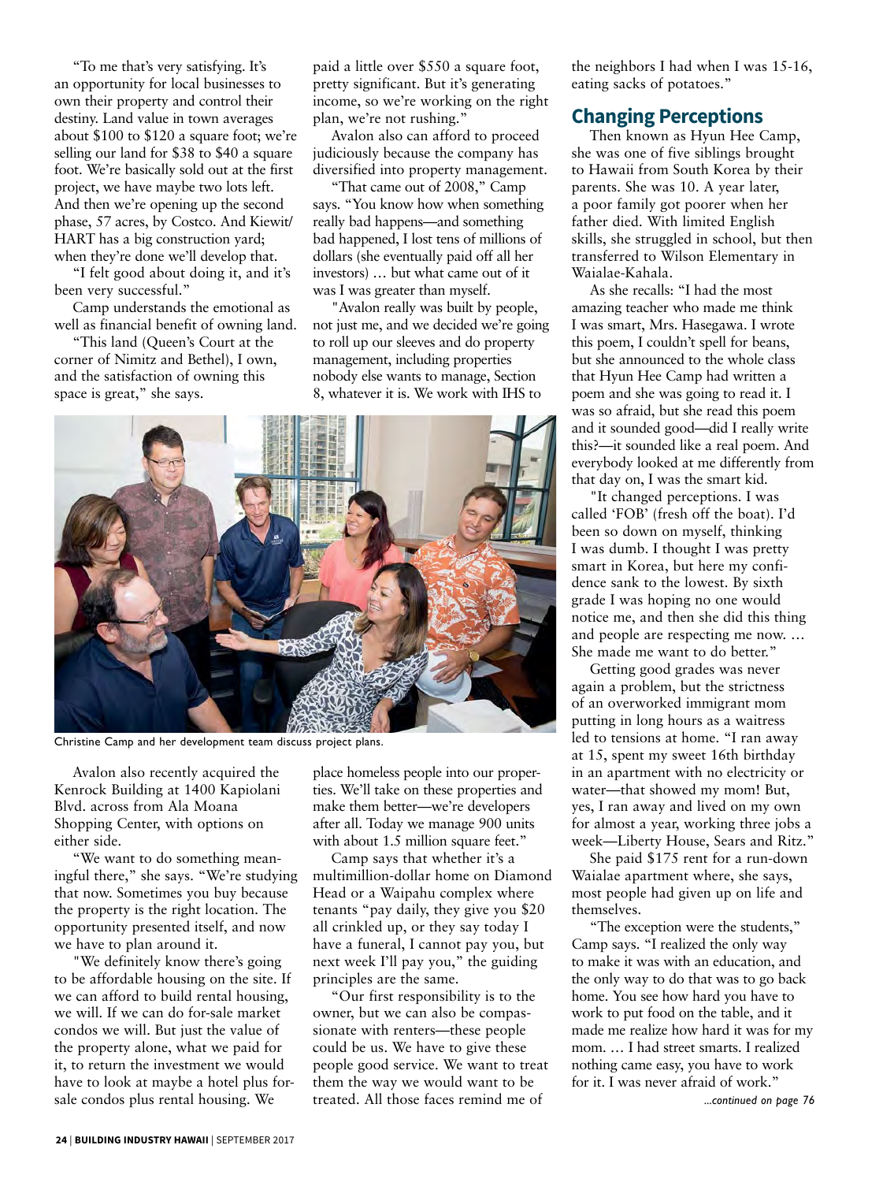"To me that's very satisfying. It's an opportunity for local businesses to own their property and control their destiny. Land value in town averages about $100 to $120 a square foot; we're selling our land for $38 to $40 a square foot. We're basically sold out at the first project, we have maybe two lots left. And then we're opening up the second phase, 57 acres, by Costco. And Kiewit/HART has a big construction yard; when they're done we'll develop that.

"I felt good about doing it, and it's been very successful."

Camp understands the emotional as well as financial benefit of owning land.

"This land (Queen's Court at the corner of Nimitz and Bethel), I own, and the satisfaction of owning this space is great," she says.

Christine Camp and her development team discuss project plans.

Avalon also recently acquired the Kenrock Building at 1400 Kapiolani Blvd. across from Ala Moana Shopping Center, with options on either side.

"We want to do something meaningful there," she says. "We're studying that now. Sometimes you buy because the property is the right location. The opportunity presented itself, and now we have to plan around it.

"We definitely know there's going to be affordable housing on the site. If we can afford to build rental housing, we will. If we can do for-sale market condos we will. But just the value of the property alone, what we paid for it, to return the investment we would have to look at maybe a hotel plus for-sale condos plus rental housing. We paid a little over $550 a square foot, pretty significant. But it's generating income, so we're working on the right plan, we're not rushing."

Avalon also can afford to proceed judiciously because the company has diversified into property management.

"That came out of 2008," Camp says. "You know how when something really bad happens—and something bad happened, I lost tens of millions of dollars (she eventually paid off all her investors) … but what came out of it was I was greater than myself.

"Avalon really was built by people, not just me, and we decided we're going to roll up our sleeves and do property management, including properties nobody else wants to manage, Section 8, whatever it is. We work with IHS to place homeless people into our properties. We'll take on these properties and make them better—we're developers after all. Today we manage 900 units with about 1.5 million square feet."

Camp says that whether it's a multimillion-dollar home on Diamond Head or a Waipahu complex where tenants "pay daily, they give you $20 all crinkled up, or they say today I have a funeral, I cannot pay you, but next week I'll pay you," the guiding principles are the same.

"Our first responsibility is to the owner, but we can also be compassionate with renters—these people could be us. We have to give these people good service. We want to treat them the way we would want to be treated. All those faces remind me of the neighbors I had when I was 15-16, eating sacks of potatoes."

## Changing Perceptions

Then known as Hyun Hee Camp, she was one of five siblings brought to Hawaii from South Korea by their parents. She was 10. A year later, a poor family got poorer when her father died. With limited English skills, she struggled in school, but then transferred to Wilson Elementary in Waialae-Kahala.

As she recalls: "I had the most amazing teacher who made me think I was smart, Mrs. Hasegawa. I wrote this poem, I couldn't spell for beans, but she announced to the whole class that Hyun Hee Camp had written a poem and she was going to read it. I was so afraid, but she read this poem and it sounded good—did I really write this?—it sounded like a real poem. And everybody looked at me differently from that day on, I was the smart kid.

"It changed perceptions. I was called 'FOB' (fresh off the boat). I'd been so down on myself, thinking I was dumb. I thought I was pretty smart in Korea, but here my confidence sank to the lowest. By sixth grade I was hoping no one would notice me, and then she did this thing and people are respecting me now. … She made me want to do better."

Getting good grades was never again a problem, but the strictness of an overworked immigrant mom putting in long hours as a waitress led to tensions at home. "I ran away at 15, spent my sweet 16th birthday in an apartment with no electricity or water—that showed my mom! But, yes, I ran away and lived on my own for almost a year, working three jobs a week—Liberty House, Sears and Ritz."

She paid $175 rent for a run-down Waialae apartment where, she says, most people had given up on life and themselves.

"The exception were the students," Camp says. "I realized the only way to make it was with an education, and the only way to do that was to go back home. You see how hard you have to work to put food on the table, and it made me realize how hard it was for my mom. … I had street smarts. I realized nothing came easy, you have to work for it. I was never afraid of work."

*...continued on page 76*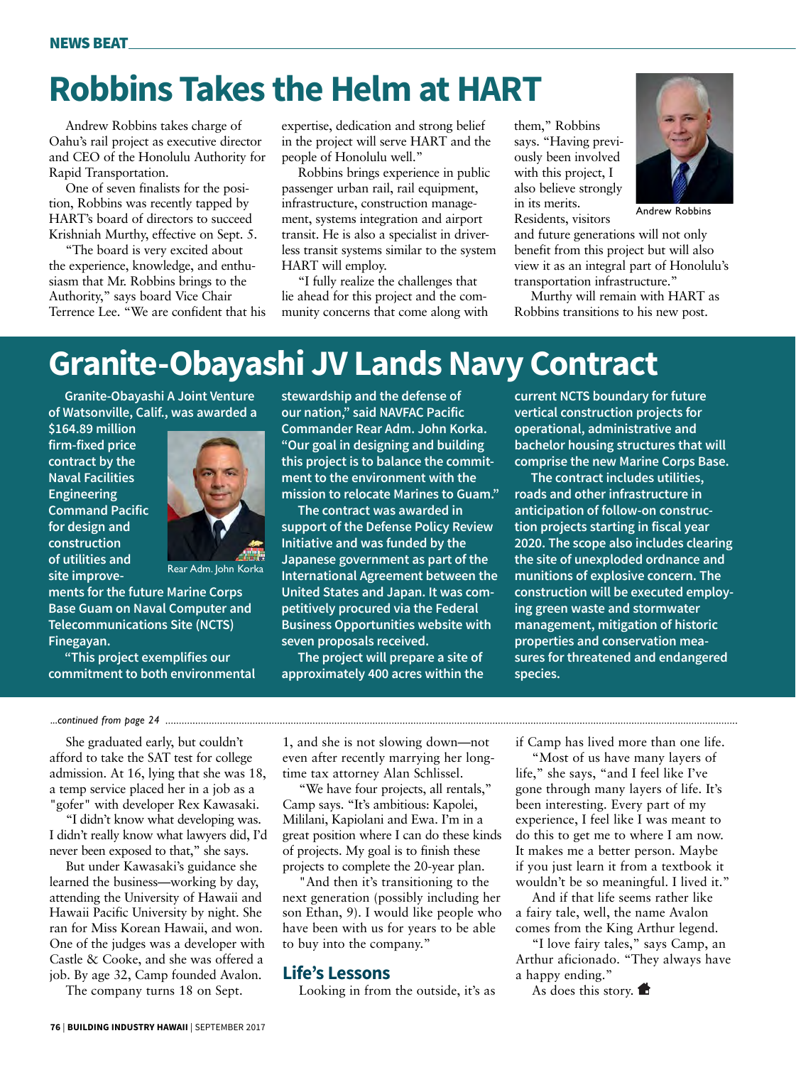NEWS BEAT

# Robbins Takes the Helm at HART

Andrew Robbins takes charge of Oahu's rail project as executive director and CEO of the Honolulu Authority for Rapid Transportation.

One of seven finalists for the position, Robbins was recently tapped by HART's board of directors to succeed Krishniah Murthy, effective on Sept. 5.

"The board is very excited about the experience, knowledge, and enthusiasm that Mr. Robbins brings to the Authority," says board Vice Chair Terrence Lee. "We are confident that his expertise, dedication and strong belief in the project will serve HART and the people of Honolulu well."

Robbins brings experience in public passenger urban rail, rail equipment, infrastructure, construction management, systems integration and airport transit. He is also a specialist in driverless transit systems similar to the system HART will employ.

"I fully realize the challenges that lie ahead for this project and the community concerns that come along with them," Robbins says. "Having previously been involved with this project, I also believe strongly in its merits. Residents, visitors and future generations will not only benefit from this project but will also view it as an integral part of Honolulu's transportation infrastructure."

Andrew Robbins

Murthy will remain with HART as Robbins transitions to his new post.

# Granite-Obayashi JV Lands Navy Contract

Granite-Obayashi A Joint Venture of Watsonville, Calif., was awarded a $164.89 million firm-fixed price contract by the Naval Facilities Engineering Command Pacific for design and construction of utilities and site improvements for the future Marine Corps Base Guam on Naval Computer and Telecommunications Site (NCTS) Finegayan.

Rear Adm. John Korka

"This project exemplifies our commitment to both environmental stewardship and the defense of our nation," said NAVFAC Pacific Commander Rear Adm. John Korka. "Our goal in designing and building this project is to balance the commitment to the environment with the mission to relocate Marines to Guam."

The contract was awarded in support of the Defense Policy Review Initiative and was funded by the Japanese government as part of the International Agreement between the United States and Japan. It was competitively procured via the Federal Business Opportunities website with seven proposals received.

The project will prepare a site of approximately 400 acres within the current NCTS boundary for future vertical construction projects for operational, administrative and bachelor housing structures that will comprise the new Marine Corps Base.

The contract includes utilities, roads and other infrastructure in anticipation of follow-on construction projects starting in fiscal year 2020. The scope also includes clearing the site of unexploded ordnance and munitions of explosive concern. The construction will be executed employing green waste and stormwater management, mitigation of historic properties and conservation measures for threatened and endangered species.

*...continued from page 24*

She graduated early, but couldn't afford to take the SAT test for college admission. At 16, lying that she was 18, a temp service placed her in a job as a "gofer" with developer Rex Kawasaki.

"I didn't know what developing was. I didn't really know what lawyers did, I'd never been exposed to that," she says.

But under Kawasaki's guidance she learned the business—working by day, attending the University of Hawaii and Hawaii Pacific University by night. She ran for Miss Korean Hawaii, and won. One of the judges was a developer with Castle & Cooke, and she was offered a job. By age 32, Camp founded Avalon.

The company turns 18 on Sept. 1, and she is not slowing down—not even after recently marrying her longtime tax attorney Alan Schlissel.

"We have four projects, all rentals," Camp says. "It's ambitious: Kapolei, Mililani, Kapiolani and Ewa. I'm in a great position where I can do these kinds of projects. My goal is to finish these projects to complete the 20-year plan.

"And then it's transitioning to the next generation (possibly including her son Ethan, 9). I would like people who have been with us for years to be able to buy into the company."

## Life's Lessons

Looking in from the outside, it's as if Camp has lived more than one life.

"Most of us have many layers of life," she says, "and I feel like I've gone through many layers of life. It's been interesting. Every part of my experience, I feel like I was meant to do this to get me to where I am now. It makes me a better person. Maybe if you just learn it from a textbook it wouldn't be so meaningful. I lived it."

And if that life seems rather like a fairy tale, well, the name Avalon comes from the King Arthur legend.

"I love fairy tales," says Camp, an Arthur aficionado. "They always have a happy ending."

As does this story.